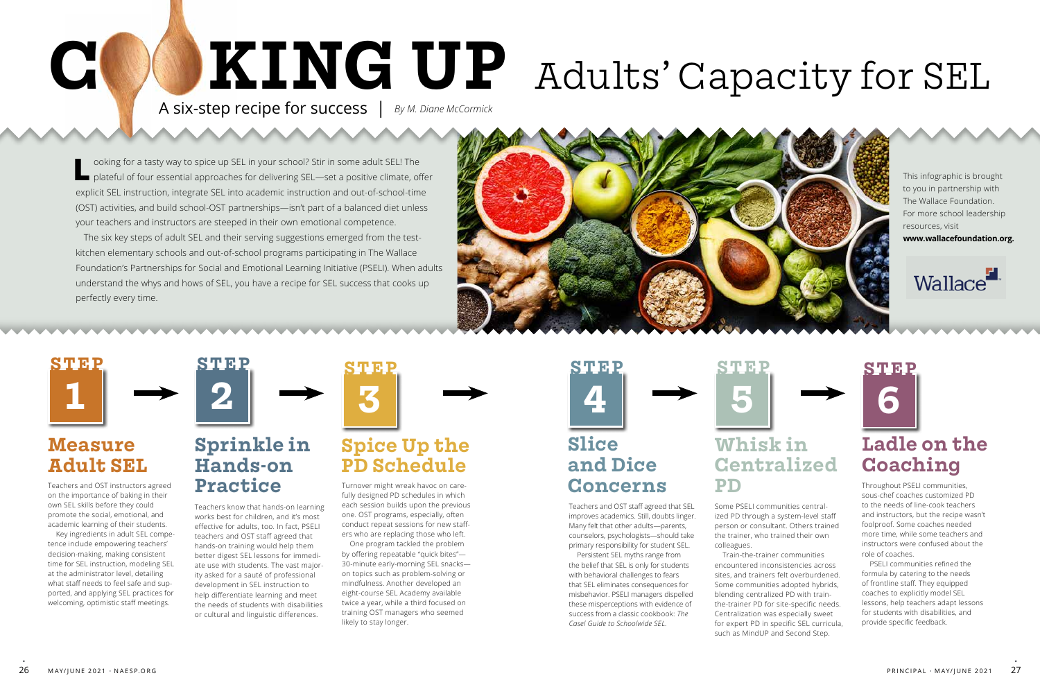# COOKING UP Adults' Capacity for SEL

## A six-step recipe for success

*By M. Diane McCormick*

Looking for a tasty way to spice up SEL in your school? Stir in some adult SEL! The plateful of four essential approaches for delivering SEL—set a positive climate, offer explicit SEL instruction, integrate SEL into academic instruction and out-of-school-time (OST) activities, and build school-OST partnerships—isn't part of a balanced diet unless your teachers and instructors are steeped in their own emotional competence.

The six key steps of adult SEL and their serving suggestions emerged from the test-kitchen elementary schools and out-of-school programs participating in The Wallace Foundation's Partnerships for Social and Emotional Learning Initiative (PSELI). When adults understand the whys and hows of SEL, you have a recipe for SEL success that cooks up perfectly every time.

This infographic is brought to you in partnership with The Wallace Foundation. For more school leadership resources, visit **www.wallacefoundation.org.**

Wallace

### STEP 1 → Measure Adult SEL

Teachers and OST instructors agreed on the importance of baking in their own SEL skills before they could promote the social, emotional, and academic learning of their students.

Key ingredients in adult SEL competence include empowering teachers' decision-making, making consistent time for SEL instruction, modeling SEL at the administrator level, detailing what staff needs to feel safe and supported, and applying SEL practices for welcoming, optimistic staff meetings.

### STEP 2 → Sprinkle in Hands-on Practice

Teachers know that hands-on learning works best for children, and it's most effective for adults, too. In fact, PSELI teachers and OST staff agreed that hands-on training would help them better digest SEL lessons for immediate use with students. The vast majority asked for a sauté of professional development in SEL instruction to help differentiate learning and meet the needs of students with disabilities or cultural and linguistic differences.

### STEP 3 → Spice Up the PD Schedule

Turnover might wreak havoc on carefully designed PD schedules in which each session builds upon the previous one. OST programs, especially, often conduct repeat sessions for new staffers who are replacing those who left.

One program tackled the problem by offering repeatable "quick bites"—30-minute early-morning SEL snacks—on topics such as problem-solving or mindfulness. Another developed an eight-course SEL Academy available twice a year, while a third focused on training OST managers who seemed likely to stay longer.

### STEP 4 → Slice and Dice Concerns

Teachers and OST staff agreed that SEL improves academics. Still, doubts linger. Many felt that other adults—parents, counselors, psychologists—should take primary responsibility for student SEL.

Persistent SEL myths range from the belief that SEL is only for students with behavioral challenges to fears that SEL eliminates consequences for misbehavior. PSELI managers dispelled these misperceptions with evidence of success from a classic cookbook: *The Casel Guide to Schoolwide SEL.*

### STEP 5 → Whisk in Centralized PD

Some PSELI communities centralized PD through a system-level staff person or consultant. Others trained the trainer, who trained their own colleagues.

Train-the-trainer communities encountered inconsistencies across sites, and trainers felt overburdened. Some communities adopted hybrids, blending centralized PD with train-the-trainer PD for site-specific needs. Centralization was especially sweet for expert PD in specific SEL curricula, such as MindUP and Second Step.

### STEP 6 Ladle on the Coaching

Throughout PSELI communities, sous-chef coaches customized PD to the needs of line-cook teachers and instructors, but the recipe wasn't foolproof. Some coaches needed more time, while some teachers and instructors were confused about the role of coaches.

PSELI communities refined the formula by catering to the needs of frontline staff. They equipped coaches to explicitly model SEL lessons, help teachers adapt lessons for students with disabilities, and provide specific feedback.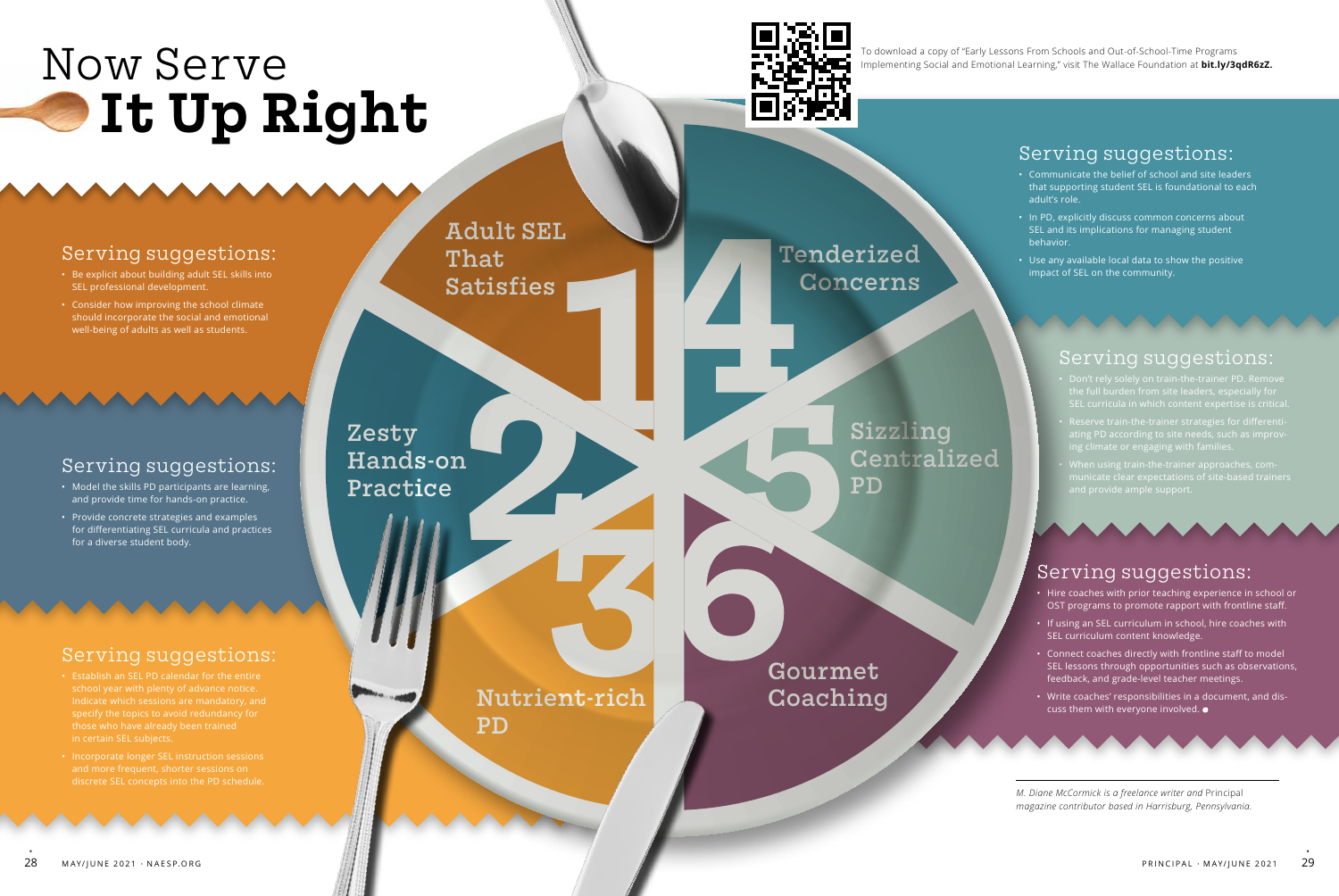# Now Serve It Up Right

To download a copy of "Early Lessons From Schools and Out-of-School-Time Programs Implementing Social and Emotional Learning," visit The Wallace Foundation at **bit.ly/3qdR6zZ.**

## 1 Adult SEL That Satisfies

### Serving suggestions:

- Be explicit about building adult SEL skills into SEL professional development.
- Consider how improving the school climate should incorporate the social and emotional well-being of adults as well as students.

## 2 Zesty Hands-on Practice

### Serving suggestions:

- Model the skills PD participants are learning, and provide time for hands-on practice.
- Provide concrete strategies and examples for differentiating SEL curricula and practices for a diverse student body.

## 3 Nutrient-rich PD

### Serving suggestions:

- Establish an SEL PD calendar for the entire school year with plenty of advance notice. Indicate which sessions are mandatory, and specify the topics to avoid redundancy for those who have already been trained in certain SEL subjects.
- Incorporate longer SEL instruction sessions and more frequent, shorter sessions on discrete SEL concepts into the PD schedule.

## 4 Tenderized Concerns

### Serving suggestions:

- Communicate the belief of school and site leaders that supporting student SEL is foundational to each adult's role.
- In PD, explicitly discuss common concerns about SEL and its implications for managing student behavior.
- Use any available local data to show the positive impact of SEL on the community.

## 5 Sizzling Centralized PD

### Serving suggestions:

- Don't rely solely on train-the-trainer PD. Remove the full burden from site leaders, especially for SEL curricula in which content expertise is critical.
- Reserve train-the-trainer strategies for differentiating PD according to site needs, such as improving climate or engaging with families.
- When using train-the-trainer approaches, communicate clear expectations of site-based trainers and provide ample support.

## 6 Gourmet Coaching

### Serving suggestions:

- Hire coaches with prior teaching experience in school or OST programs to promote rapport with frontline staff.
- If using an SEL curriculum in school, hire coaches with SEL curriculum content knowledge.
- Connect coaches directly with frontline staff to model SEL lessons through opportunities such as observations, feedback, and grade-level teacher meetings.
- Write coaches' responsibilities in a document, and discuss them with everyone involved.

*M. Diane McCormick is a freelance writer and* Principal *magazine contributor based in Harrisburg, Pennsylvania.*